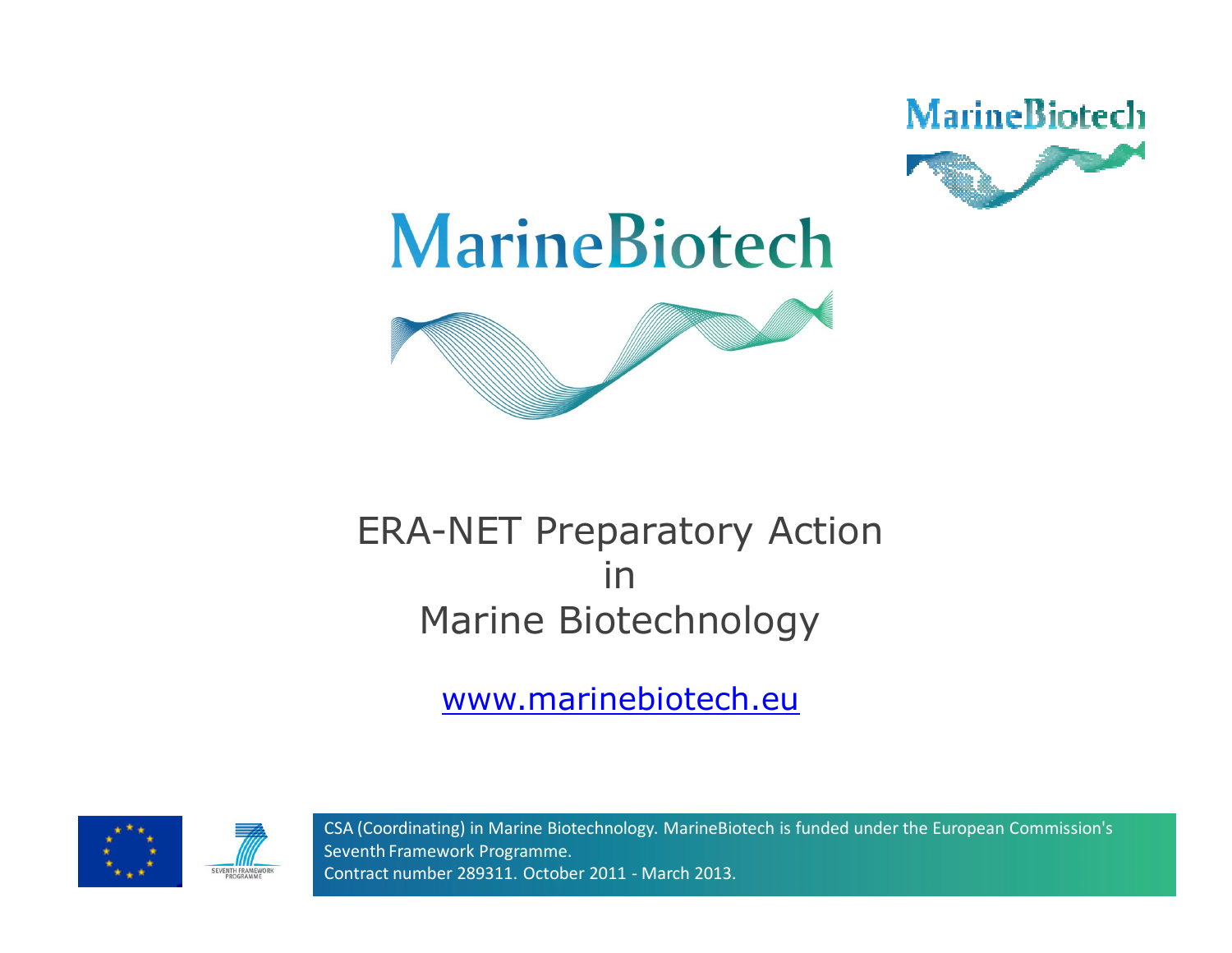# MarineBiotech

## ERA-NET Preparatory Action in Marine Biotechnology

www.marinebiotech.eu

CSA (Coordinating) in Marine Biotechnology. MarineBiotech is funded under the European Commission's Seventh Framework Programme.
Contract number 289311. October 2011 - March 2013.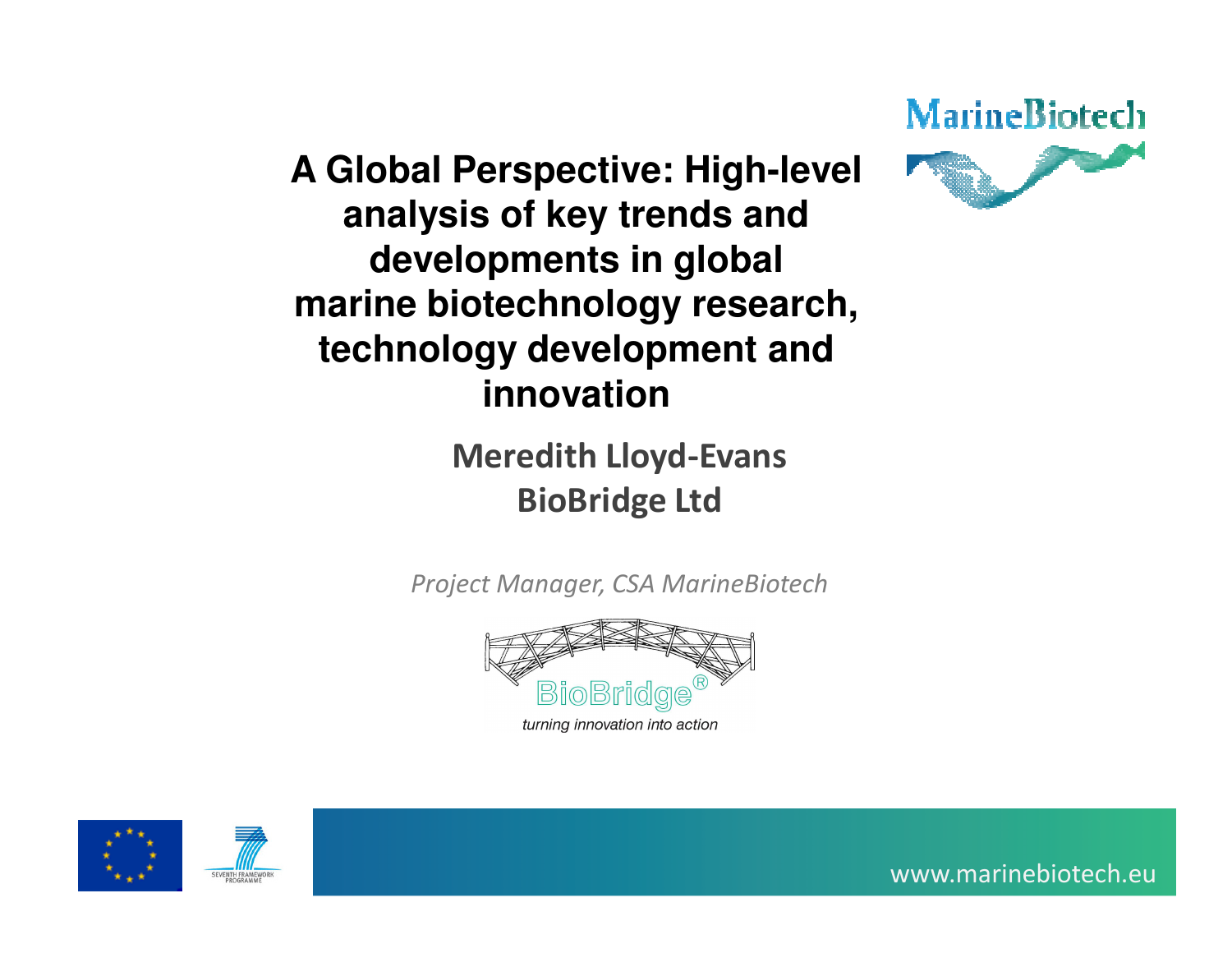MarineBiotech

# A Global Perspective: High-level analysis of key trends and developments in global marine biotechnology research, technology development and innovation

**Meredith Lloyd-Evans**

**BioBridge Ltd**

*Project Manager, CSA MarineBiotech*

BioBridge®

*turning innovation into action*

SEVENTH FRAMEWORK PROGRAMME

www.marinebiotech.eu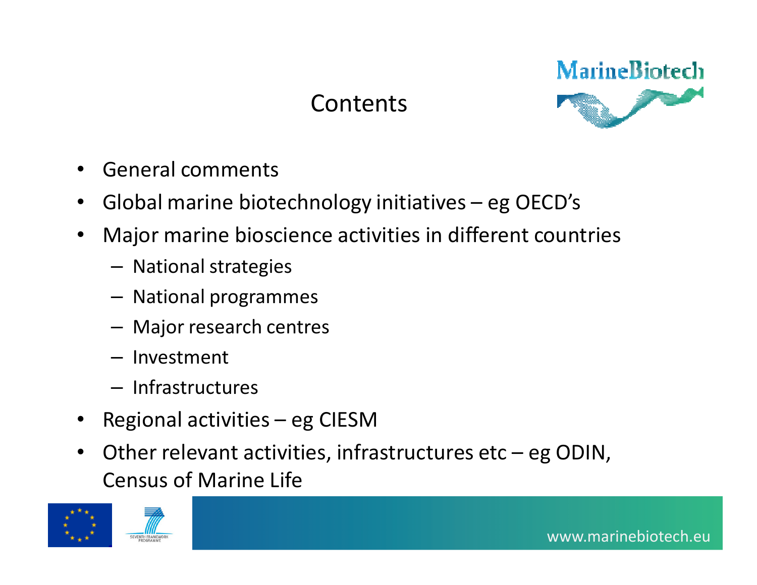# Contents

- General comments
- Global marine biotechnology initiatives – eg OECD's
- Major marine bioscience activities in different countries
  - National strategies
  - National programmes
  - Major research centres
  - Investment
  - Infrastructures
- Regional activities – eg CIESM
- Other relevant activities, infrastructures etc – eg ODIN, Census of Marine Life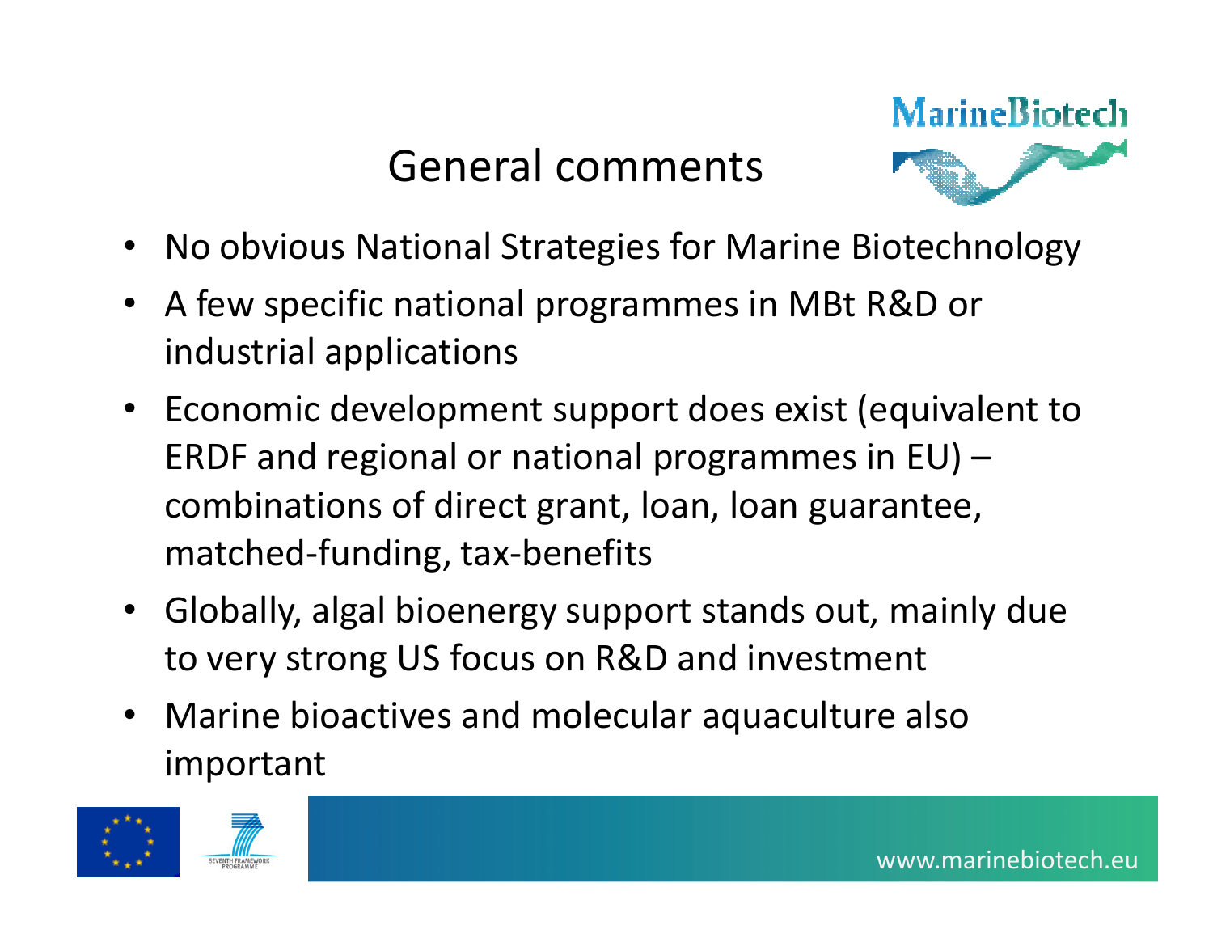# General comments

- No obvious National Strategies for Marine Biotechnology
- A few specific national programmes in MBt R&D or industrial applications
- Economic development support does exist (equivalent to ERDF and regional or national programmes in EU) – combinations of direct grant, loan, loan guarantee, matched-funding, tax-benefits
- Globally, algal bioenergy support stands out, mainly due to very strong US focus on R&D and investment
- Marine bioactives and molecular aquaculture also important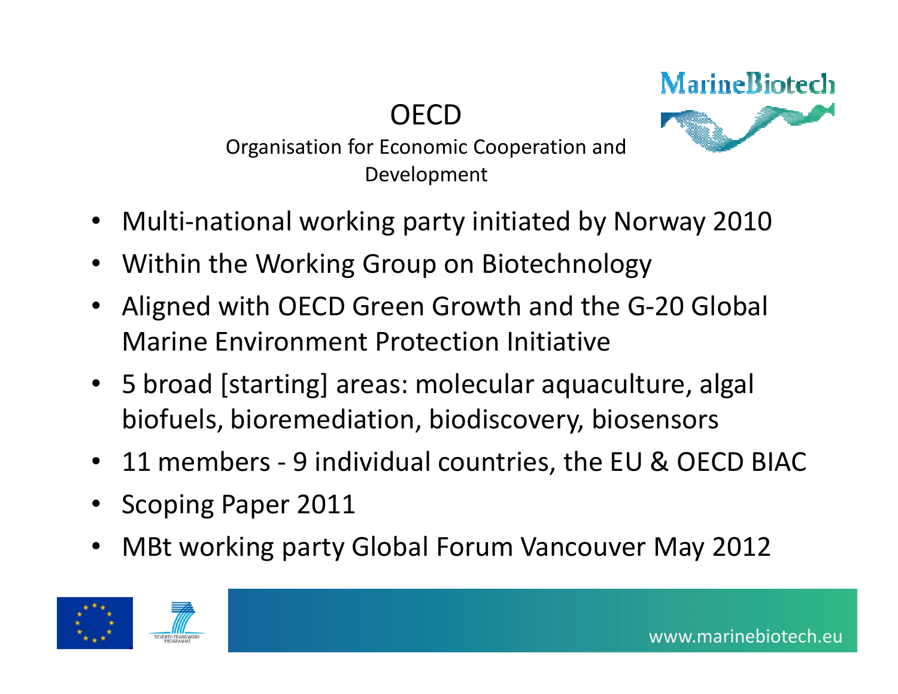# OECD

Organisation for Economic Cooperation and Development

- Multi-national working party initiated by Norway 2010
- Within the Working Group on Biotechnology
- Aligned with OECD Green Growth and the G-20 Global Marine Environment Protection Initiative
- 5 broad [starting] areas: molecular aquaculture, algal biofuels, bioremediation, biodiscovery, biosensors
- 11 members - 9 individual countries, the EU & OECD BIAC
- Scoping Paper 2011
- MBt working party Global Forum Vancouver May 2012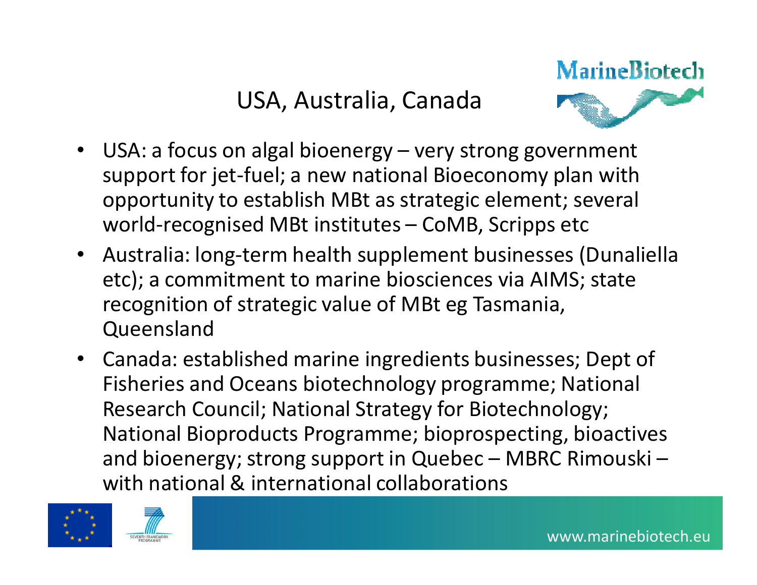# USA, Australia, Canada

- USA: a focus on algal bioenergy – very strong government support for jet-fuel; a new national Bioeconomy plan with opportunity to establish MBt as strategic element; several world-recognised MBt institutes – CoMB, Scripps etc
- Australia: long-term health supplement businesses (Dunaliella etc); a commitment to marine biosciences via AIMS; state recognition of strategic value of MBt eg Tasmania, Queensland
- Canada: established marine ingredients businesses; Dept of Fisheries and Oceans biotechnology programme; National Research Council; National Strategy for Biotechnology; National Bioproducts Programme; bioprospecting, bioactives and bioenergy; strong support in Quebec – MBRC Rimouski – with national & international collaborations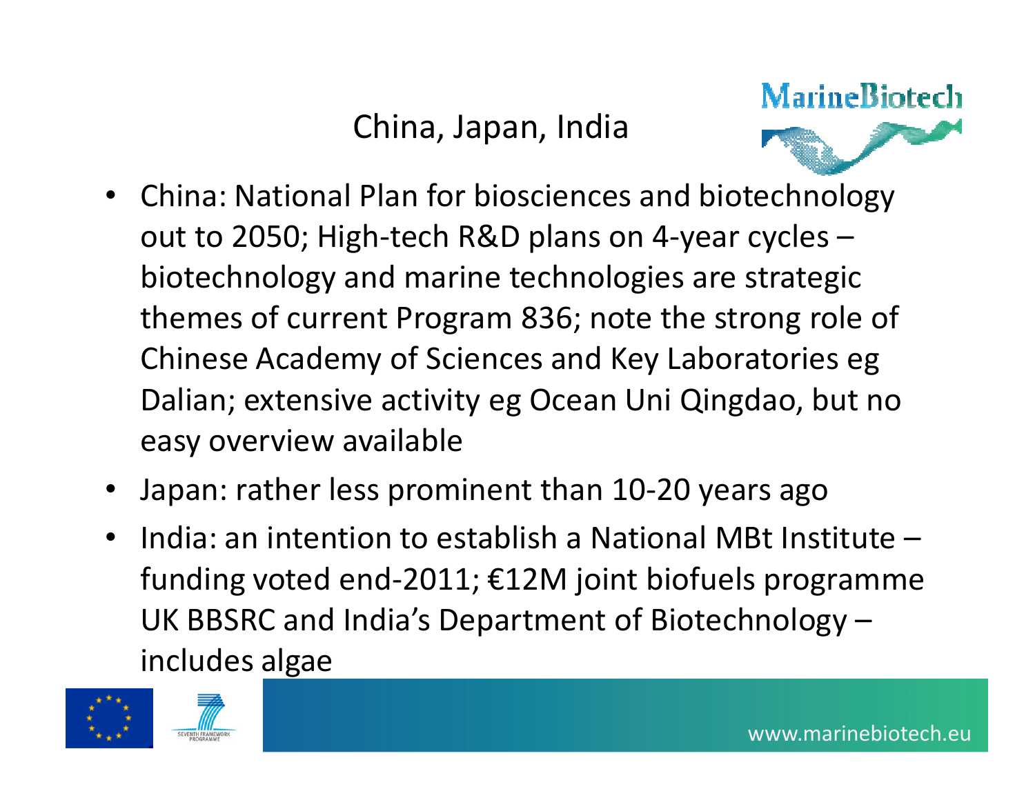# China, Japan, India

- China: National Plan for biosciences and biotechnology out to 2050; High-tech R&D plans on 4-year cycles – biotechnology and marine technologies are strategic themes of current Program 836; note the strong role of Chinese Academy of Sciences and Key Laboratories eg Dalian; extensive activity eg Ocean Uni Qingdao, but no easy overview available
- Japan: rather less prominent than 10-20 years ago
- India: an intention to establish a National MBt Institute – funding voted end-2011; €12M joint biofuels programme UK BBSRC and India's Department of Biotechnology – includes algae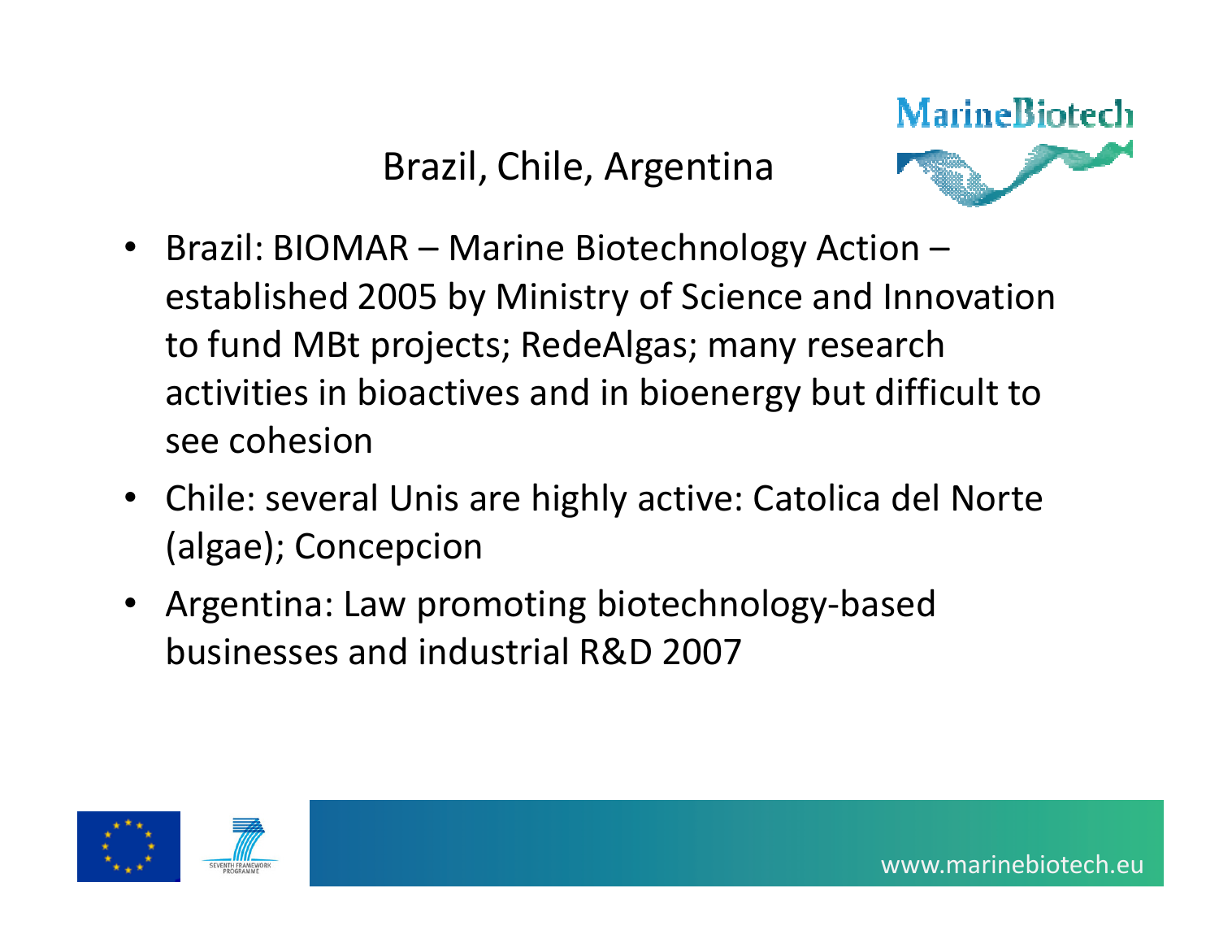# Brazil, Chile, Argentina

- Brazil: BIOMAR – Marine Biotechnology Action – established 2005 by Ministry of Science and Innovation to fund MBt projects; RedeAlgas; many research activities in bioactives and in bioenergy but difficult to see cohesion
- Chile: several Unis are highly active: Catolica del Norte (algae); Concepcion
- Argentina: Law promoting biotechnology-based businesses and industrial R&D 2007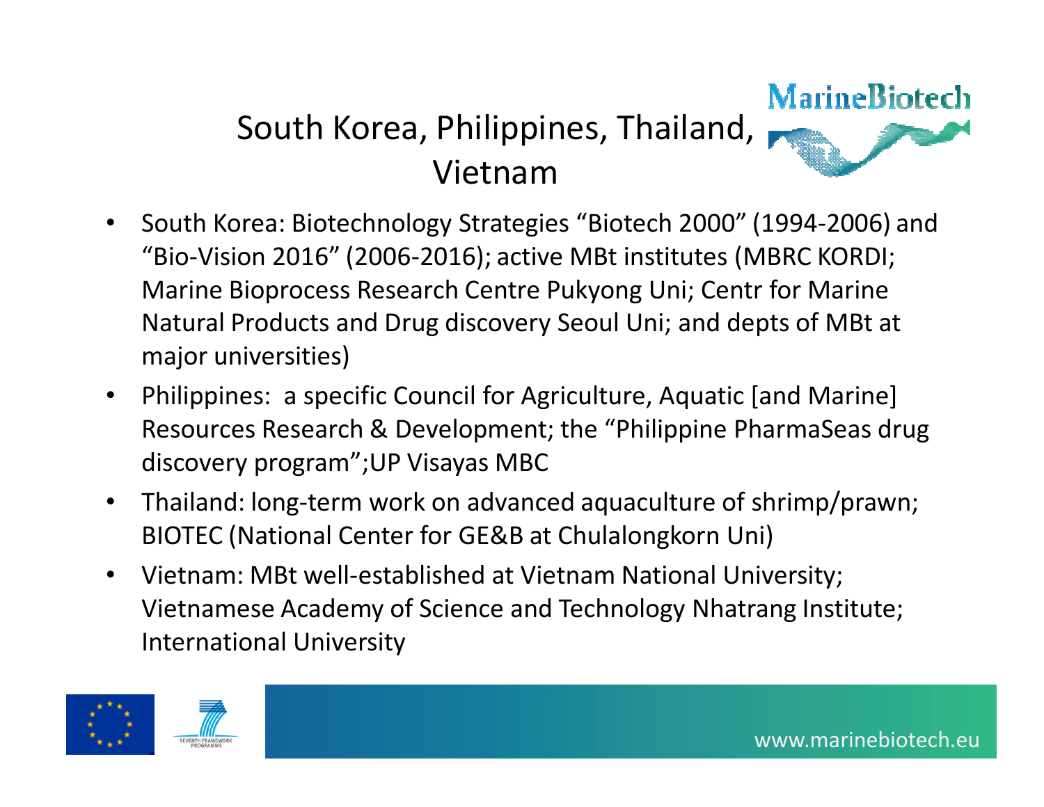# South Korea, Philippines, Thailand, Vietnam

- South Korea: Biotechnology Strategies “Biotech 2000” (1994-2006) and “Bio-Vision 2016” (2006-2016); active MBt institutes (MBRC KORDI; Marine Bioprocess Research Centre Pukyong Uni; Centr for Marine Natural Products and Drug discovery Seoul Uni; and depts of MBt at major universities)
- Philippines: a specific Council for Agriculture, Aquatic [and Marine] Resources Research & Development; the “Philippine PharmaSeas drug discovery program”;UP Visayas MBC
- Thailand: long-term work on advanced aquaculture of shrimp/prawn; BIOTEC (National Center for GE&B at Chulalongkorn Uni)
- Vietnam: MBt well-established at Vietnam National University; Vietnamese Academy of Science and Technology Nhatrang Institute; International University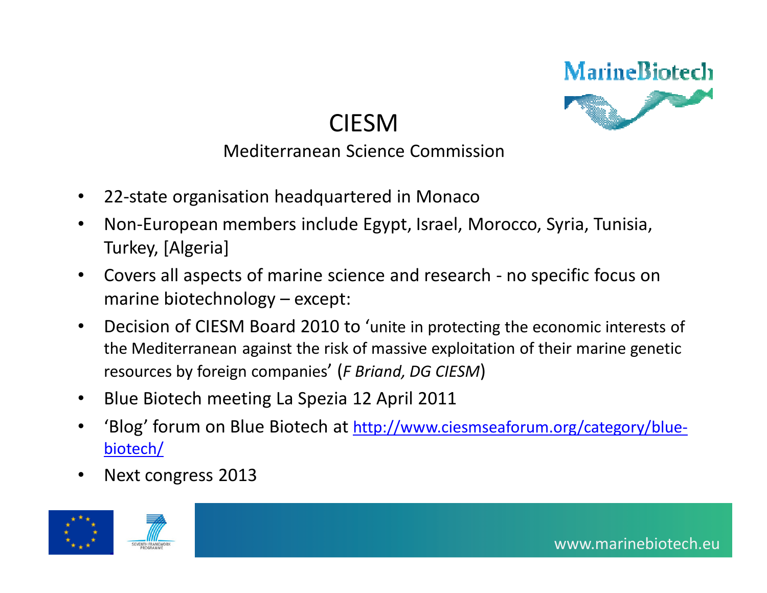# CIESM

## Mediterranean Science Commission

- 22-state organisation headquartered in Monaco
- Non-European members include Egypt, Israel, Morocco, Syria, Tunisia, Turkey, [Algeria]
- Covers all aspects of marine science and research - no specific focus on marine biotechnology – except:
- Decision of CIESM Board 2010 to 'unite in protecting the economic interests of the Mediterranean against the risk of massive exploitation of their marine genetic resources by foreign companies' (*F Briand, DG CIESM*)
- Blue Biotech meeting La Spezia 12 April 2011
- 'Blog' forum on Blue Biotech at [http://www.ciesmseaforum.org/category/blue-biotech/](http://www.ciesmseaforum.org/category/blue-biotech/)
- Next congress 2013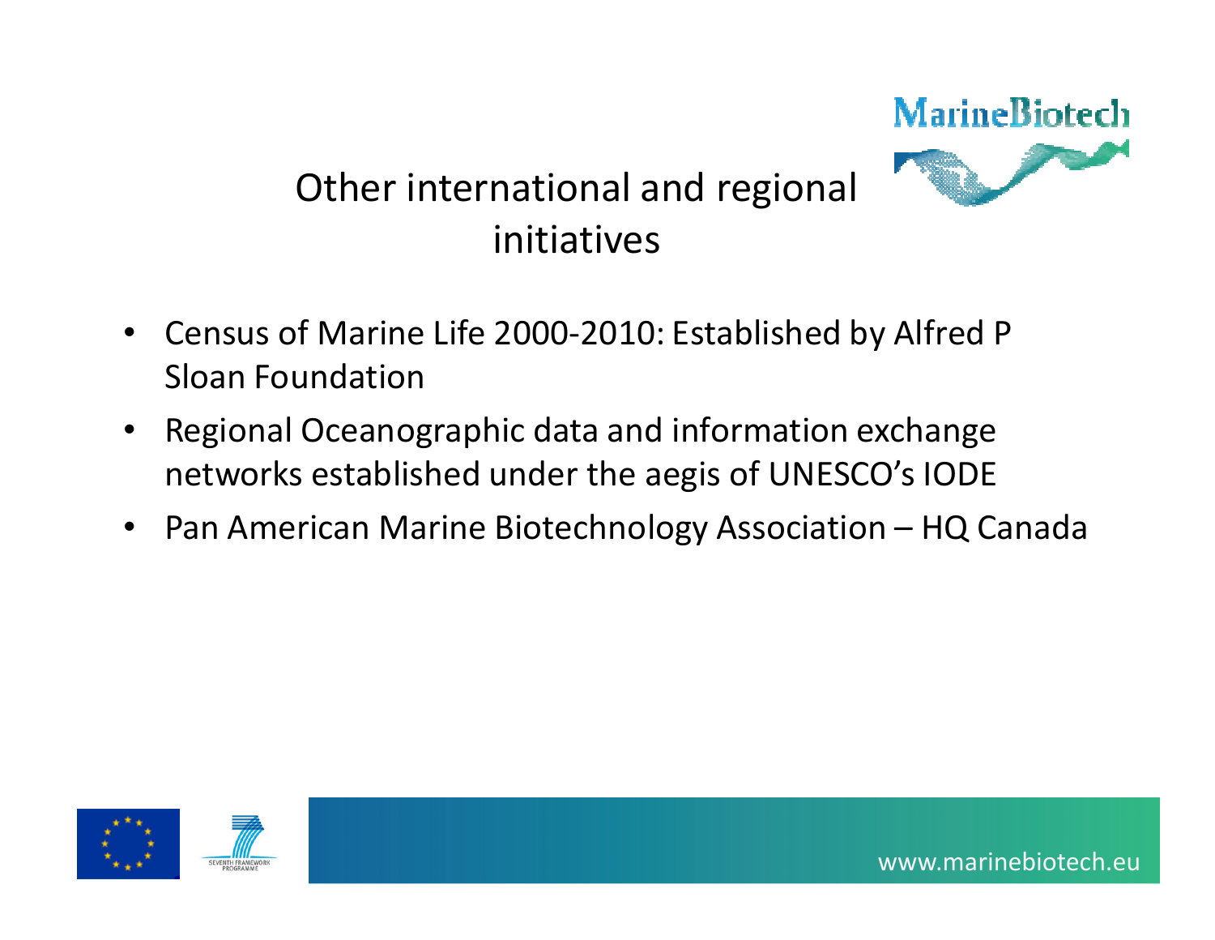# Other international and regional initiatives

- Census of Marine Life 2000-2010: Established by Alfred P Sloan Foundation
- Regional Oceanographic data and information exchange networks established under the aegis of UNESCO's IODE
- Pan American Marine Biotechnology Association – HQ Canada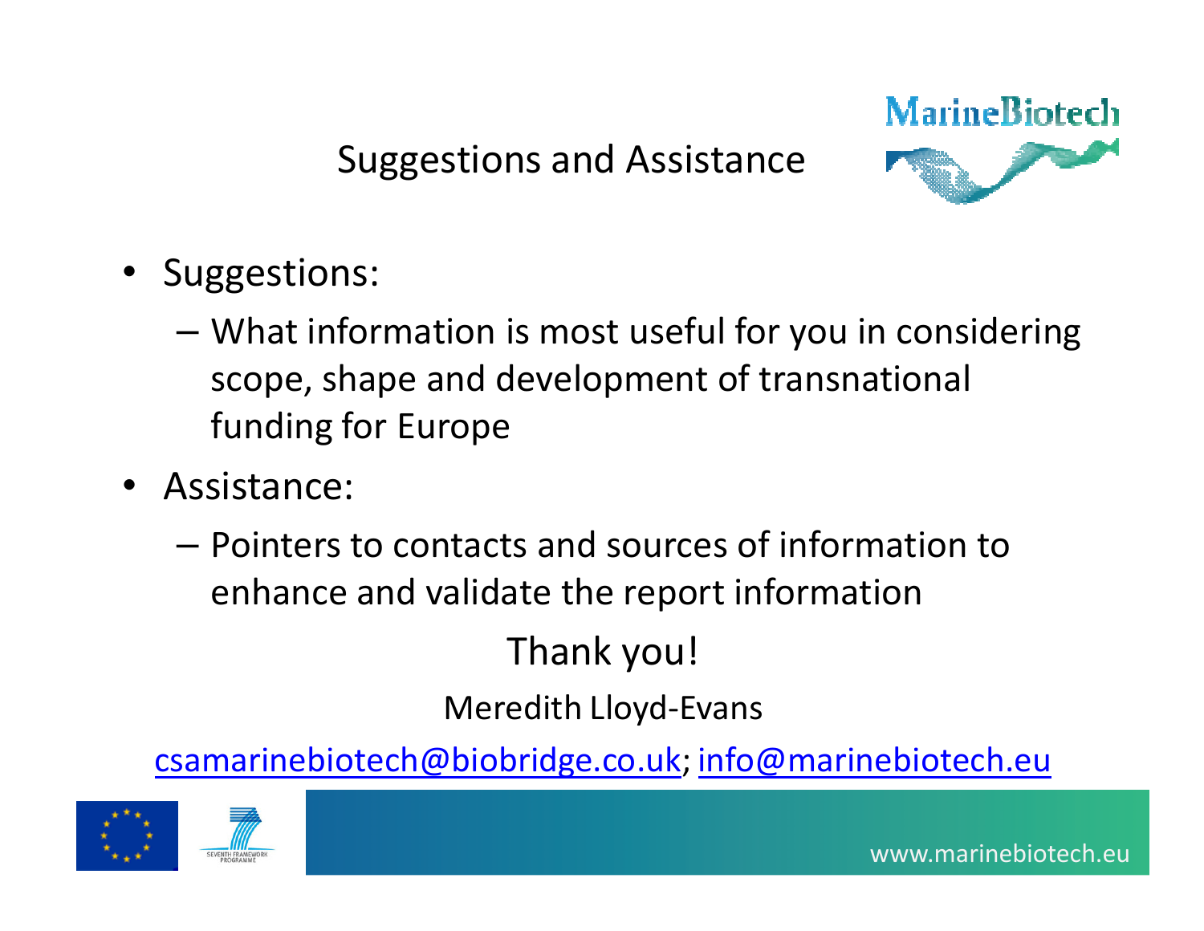# Suggestions and Assistance

- Suggestions:
  - What information is most useful for you in considering scope, shape and development of transnational funding for Europe
- Assistance:
  - Pointers to contacts and sources of information to enhance and validate the report information

Thank you!

Meredith Lloyd-Evans

csamarinebiotech@biobridge.co.uk; info@marinebiotech.eu

www.marinebiotech.eu